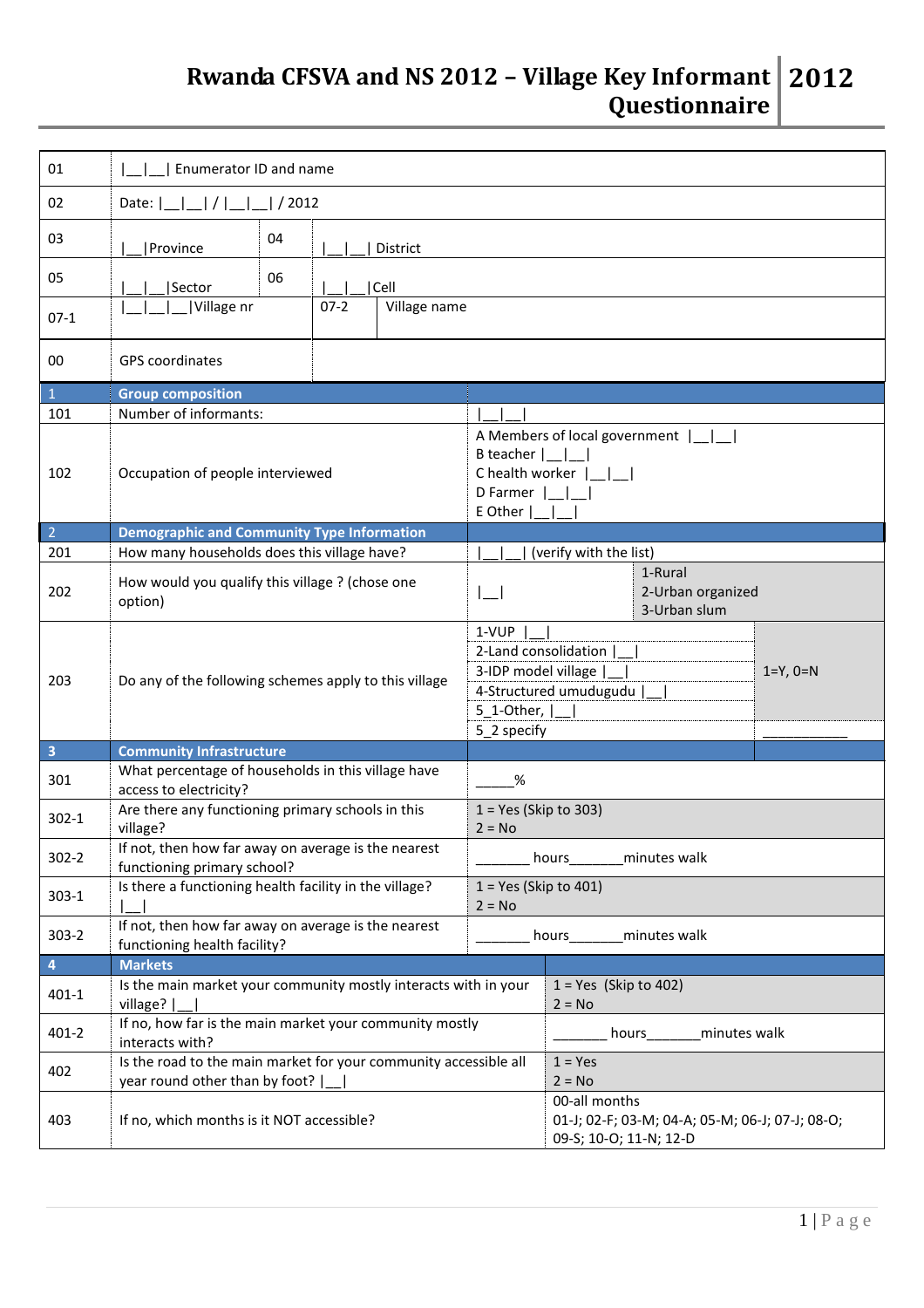# Rwanda CFSVA and NS 2012 – Village Key Informant Questionnaire 2012

| | | | |
|---|---|---|---|
| 01 | \|__\|__\| Enumerator ID and name | | |
| 02 | Date: \|__\|__\| / \|__\|__\| / 2012 | | |
| 03 | \|__\|Province | 04 | \|__\|__\| District |
| 05 | \|__\|__\|Sector | 06 | \|__\|__\|Cell |
| 07-1 | \|__\|__\|__\|Village nr | 07-2 | Village name |
| 00 | GPS coordinates | | |

| | | | |
|---|---|---|---|
| **1** | **Group composition** | | |
| 101 | Number of informants: | \|__\|__\| | |
| 102 | Occupation of people interviewed | A Members of local government \|__\|__\|<br>B teacher \|__\|__\|<br>C health worker \|__\|__\|<br>D Farmer \|__\|__\|<br>E Other \|__\|__\| | |
| **2** | **Demographic and Community Type Information** | | |
| 201 | How many households does this village have? | \|__\|__\| (verify with the list) | |
| 202 | How would you qualify this village ? (chose one option) | \|__\| | 1-Rural<br>2-Urban organized<br>3-Urban slum |
| 203 | Do any of the following schemes apply to this village | 1-VUP \|__\|<br>2-Land consolidation \|__\|<br>3-IDP model village \|__\|<br>4-Structured umudugudu \|__\|<br>5_1-Other, \|__\|<br>5_2 specify | 1=Y, 0=N<br><br>__________ |
| **3** | **Community Infrastructure** | | |
| 301 | What percentage of households in this village have access to electricity? | _____% | |
| 302-1 | Are there any functioning primary schools in this village? | 1 = Yes (Skip to 303)<br>2 = No | |
| 302-2 | If not, then how far away on average is the nearest functioning primary school? | _______ hours_______minutes walk | |
| 303-1 | Is there a functioning health facility in the village? \|__\| | 1 = Yes (Skip to 401)<br>2 = No | |
| 303-2 | If not, then how far away on average is the nearest functioning health facility? | _______ hours_______minutes walk | |
| **4** | **Markets** | | |
| 401-1 | Is the main market your community mostly interacts with in your village? \|__\| | 1 = Yes (Skip to 402)<br>2 = No | |
| 401-2 | If no, how far is the main market your community mostly interacts with? | _______ hours_______minutes walk | |
| 402 | Is the road to the main market for your community accessible all year round other than by foot? \|__\| | 1 = Yes<br>2 = No | |
| 403 | If no, which months is it NOT accessible? | 00-all months<br>01-J; 02-F; 03-M; 04-A; 05-M; 06-J; 07-J; 08-O; 09-S; 10-O; 11-N; 12-D | |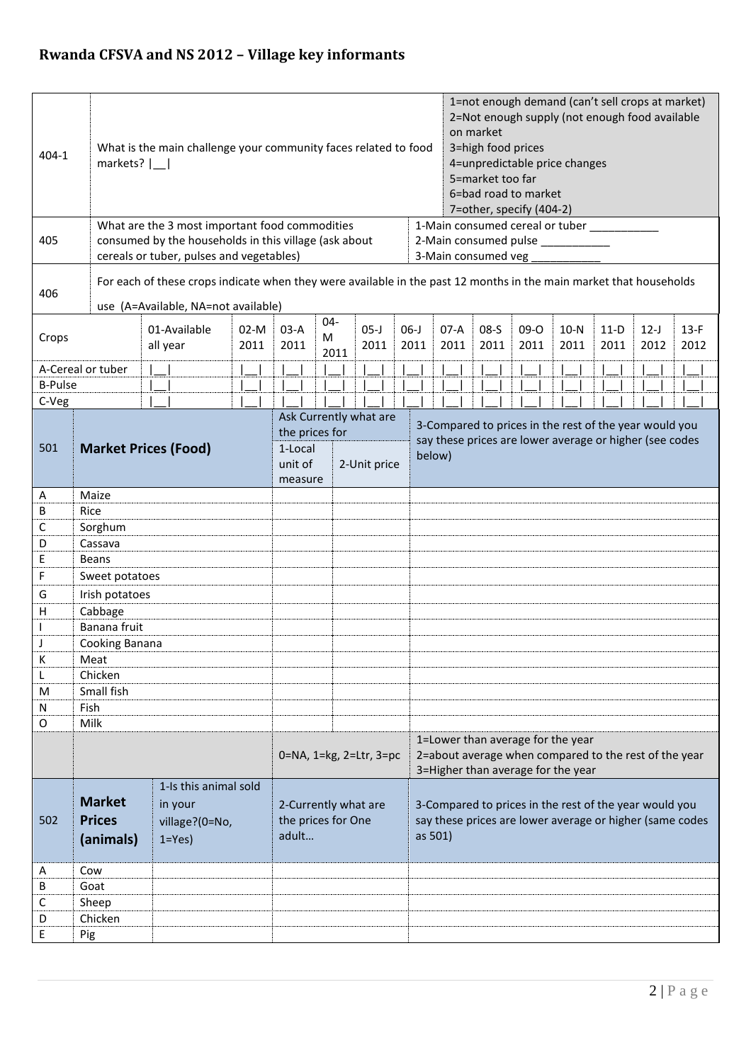## Rwanda CFSVA and NS 2012 – Village key informants

| | | |
|---|---|---|
| 404-1 | What is the main challenge your community faces related to food markets? \|\_\_\| | 1=not enough demand (can't sell crops at market)<br>2=Not enough supply (not enough food available on market<br>3=high food prices<br>4=unpredictable price changes<br>5=market too far<br>6=bad road to market<br>7=other, specify (404-2) |
| 405 | What are the 3 most important food commodities consumed by the households in this village (ask about cereals or tuber, pulses and vegetables) | 1-Main consumed cereal or tuber \_\_\_\_\_\_\_\_\_\_\_<br>2-Main consumed pulse \_\_\_\_\_\_\_\_\_\_\_<br>3-Main consumed veg \_\_\_\_\_\_\_\_\_\_\_ |
| 406 | For each of these crops indicate when they were available in the past 12 months in the main market that households use (A=Available, NA=not available) | |

| Crops | 01-Available all year | 02-M 2011 | 03-A 2011 | 04-M 2011 | 05-J 2011 | 06-J 2011 | 07-A 2011 | 08-S 2011 | 09-O 2011 | 10-N 2011 | 11-D 2011 | 12-J 2012 | 13-F 2012 |
|---|---|---|---|---|---|---|---|---|---|---|---|---|---|
| A-Cereal or tuber | \|\_\_\| | \|\_\_\| | \|\_\_\| | \|\_\_\| | \|\_\_\| | \|\_\_\| | \|\_\_\| | \|\_\_\| | \|\_\_\| | \|\_\_\| | \|\_\_\| | \|\_\_\| | \|\_\_\| |
| B-Pulse | \|\_\_\| | \|\_\_\| | \|\_\_\| | \|\_\_\| | \|\_\_\| | \|\_\_\| | \|\_\_\| | \|\_\_\| | \|\_\_\| | \|\_\_\| | \|\_\_\| | \|\_\_\| | \|\_\_\| |
| C-Veg | \|\_\_\| | \|\_\_\| | \|\_\_\| | \|\_\_\| | \|\_\_\| | \|\_\_\| | \|\_\_\| | \|\_\_\| | \|\_\_\| | \|\_\_\| | \|\_\_\| | \|\_\_\| | \|\_\_\| |

| 501 | **Market Prices (Food)** | Ask Currently what are the prices for | | 3-Compared to prices in the rest of the year would you say these prices are lower average or higher (see codes below) |
|---|---|---|---|---|
| | | 1-Local unit of measure | 2-Unit price | |
| A | Maize | | | |
| B | Rice | | | |
| C | Sorghum | | | |
| D | Cassava | | | |
| E | Beans | | | |
| F | Sweet potatoes | | | |
| G | Irish potatoes | | | |
| H | Cabbage | | | |
| I | Banana fruit | | | |
| J | Cooking Banana | | | |
| K | Meat | | | |
| L | Chicken | | | |
| M | Small fish | | | |
| N | Fish | | | |
| O | Milk | | | |
| | | 0=NA, 1=kg, 2=Ltr, 3=pc | | 1=Lower than average for the year<br>2=about average when compared to the rest of the year<br>3=Higher than average for the year |

| 502 | **Market Prices (animals)** | 1-Is this animal sold in your village?(0=No, 1=Yes) | 2-Currently what are the prices for One adult… | 3-Compared to prices in the rest of the year would you say these prices are lower average or higher (same codes as 501) |
|---|---|---|---|---|
| A | Cow | | | |
| B | Goat | | | |
| C | Sheep | | | |
| D | Chicken | | | |
| E | Pig | | | |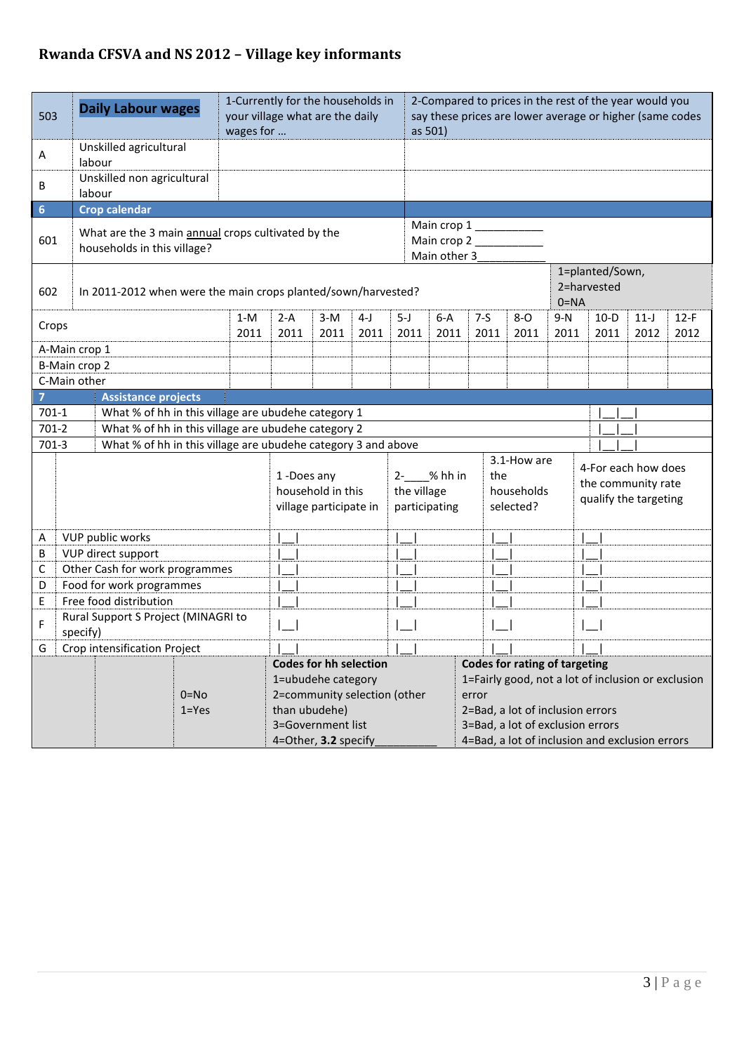## Rwanda CFSVA and NS 2012 – Village key informants

| 503 | **Daily Labour wages** | 1-Currently for the households in your village what are the daily wages for … | 2-Compared to prices in the rest of the year would you say these prices are lower average or higher (same codes as 501) |
|---|---|---|---|
| A | Unskilled agricultural labour | | |
| B | Unskilled non agricultural labour | | |

| **6** | **Crop calendar** | |
|---|---|---|
| 601 | What are the 3 main annual crops cultivated by the households in this village? | Main crop 1 ___________<br>Main crop 2 ___________<br>Main other 3___________ |
| 602 | In 2011-2012 when were the main crops planted/sown/harvested? | 1=planted/Sown,<br>2=harvested<br>0=NA |

| Crops | 1-M 2011 | 2-A 2011 | 3-M 2011 | 4-J 2011 | 5-J 2011 | 6-A 2011 | 7-S 2011 | 8-O 2011 | 9-N 2011 | 10-D 2011 | 11-J 2012 | 12-F 2012 |
|---|---|---|---|---|---|---|---|---|---|---|---|---|
| A-Main crop 1 | | | | | | | | | | | | |
| B-Main crop 2 | | | | | | | | | | | | |
| C-Main other | | | | | | | | | | | | |

| **7** | **Assistance projects** | |
|---|---|---|
| 701-1 | What % of hh in this village are ubudehe category 1 | \|__\|__\| |
| 701-2 | What % of hh in this village are ubudehe category 2 | \|__\|__\| |
| 701-3 | What % of hh in this village are ubudehe category 3 and above | \|__\|__\| |

| | | 1 -Does any household in this village participate in | 2-____% hh in the village participating | 3.1-How are the households selected? | 4-For each how does the community rate qualify the targeting |
|---|---|---|---|---|---|
| A | VUP public works | \|__\| | \|__\| | \|__\| | \|__\| |
| B | VUP direct support | \|__\| | \|__\| | \|__\| | \|__\| |
| C | Other Cash for work programmes | \|__\| | \|__\| | \|__\| | \|__\| |
| D | Food for work programmes | \|__\| | \|__\| | \|__\| | \|__\| |
| E | Free food distribution | \|__\| | \|__\| | \|__\| | \|__\| |
| F | Rural Support S Project (MINAGRI to specify) | \|__\| | \|__\| | \|__\| | \|__\| |
| G | Crop intensification Project | \|__\| | \|__\| | \|__\| | \|__\| |
| | | 0=No<br>1=Yes | **Codes for hh selection**<br>1=ubudehe category<br>2=community selection (other than ubudehe)<br>3=Government list<br>4=Other, **3.2** specify__________ | | **Codes for rating of targeting**<br>1=Fairly good, not a lot of inclusion or exclusion error<br>2=Bad, a lot of inclusion errors<br>3=Bad, a lot of exclusion errors<br>4=Bad, a lot of inclusion and exclusion errors |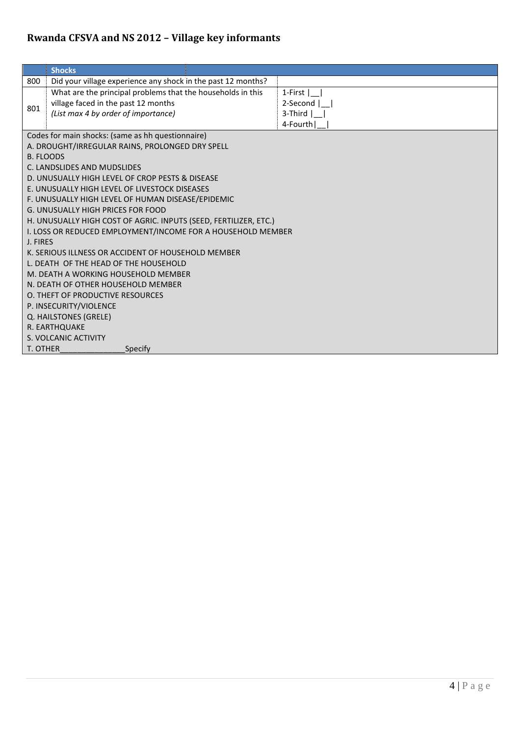# Rwanda CFSVA and NS 2012 – Village key informants

| | **Shocks** | |
|---|---|---|
| 800 | Did your village experience any shock in the past 12 months? | |
| 801 | What are the principal problems that the households in this village faced in the past 12 months *(List max 4 by order of importance)* | 1-First \|\_\_\|<br>2-Second \|\_\_\|<br>3-Third \|\_\_\|<br>4-Fourth\|\_\_\| |

Codes for main shocks: (same as hh questionnaire)

A. DROUGHT/IRREGULAR RAINS, PROLONGED DRY SPELL
B. FLOODS
C. LANDSLIDES AND MUDSLIDES
D. UNUSUALLY HIGH LEVEL OF CROP PESTS & DISEASE
E. UNUSUALLY HIGH LEVEL OF LIVESTOCK DISEASES
F. UNUSUALLY HIGH LEVEL OF HUMAN DISEASE/EPIDEMIC
G. UNUSUALLY HIGH PRICES FOR FOOD
H. UNUSUALLY HIGH COST OF AGRIC. INPUTS (SEED, FERTILIZER, ETC.)
I. LOSS OR REDUCED EMPLOYMENT/INCOME FOR A HOUSEHOLD MEMBER
J. FIRES
K. SERIOUS ILLNESS OR ACCIDENT OF HOUSEHOLD MEMBER
L. DEATH OF THE HEAD OF THE HOUSEHOLD
M. DEATH A WORKING HOUSEHOLD MEMBER
N. DEATH OF OTHER HOUSEHOLD MEMBER
O. THEFT OF PRODUCTIVE RESOURCES
P. INSECURITY/VIOLENCE
Q. HAILSTONES (GRELE)
R. EARTHQUAKE
S. VOLCANIC ACTIVITY
T. OTHER\_\_\_\_\_\_\_\_\_\_\_\_\_\_\_Specify